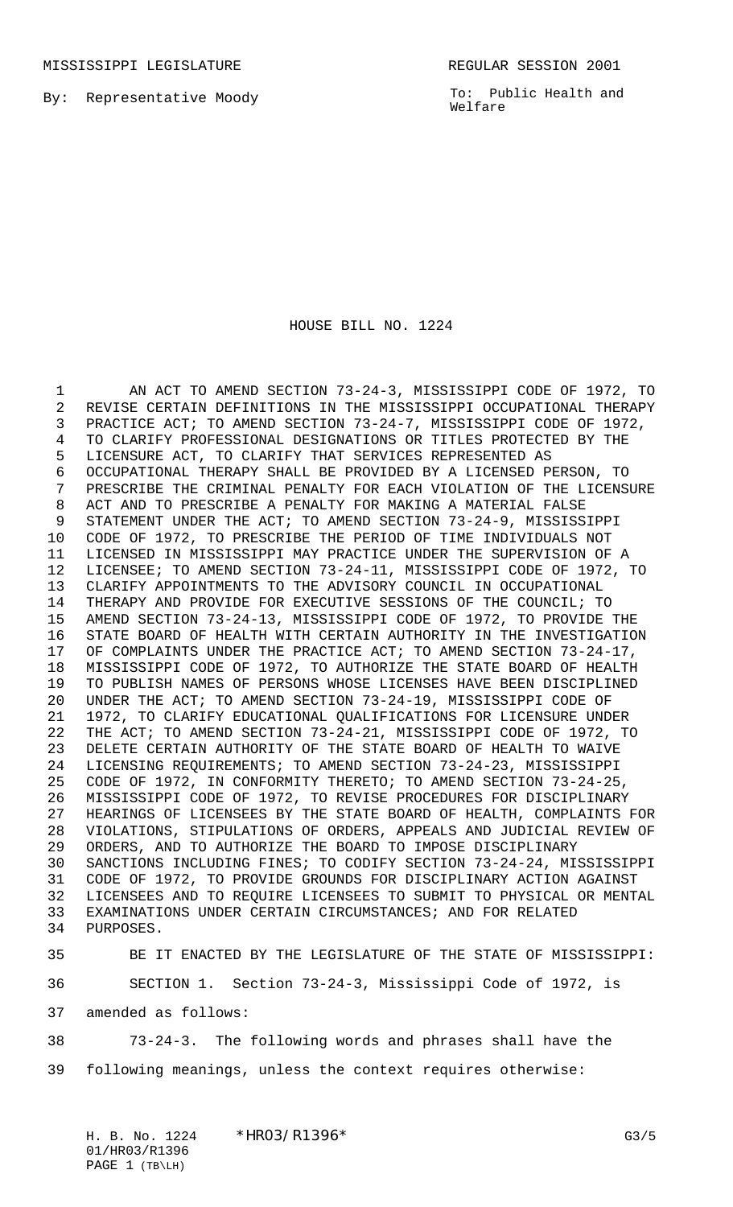MISSISSIPPI LEGISLATURE REGULAR SESSION 2001

By: Representative Moody

To: Public Health and Welfare

# HOUSE BILL NO. 1224

AN ACT TO AMEND SECTION 73-24-3, MISSISSIPPI CODE OF 1972, TO REVISE CERTAIN DEFINITIONS IN THE MISSISSIPPI OCCUPATIONAL THERAPY PRACTICE ACT; TO AMEND SECTION 73-24-7, MISSISSIPPI CODE OF 1972, TO CLARIFY PROFESSIONAL DESIGNATIONS OR TITLES PROTECTED BY THE LICENSURE ACT, TO CLARIFY THAT SERVICES REPRESENTED AS OCCUPATIONAL THERAPY SHALL BE PROVIDED BY A LICENSED PERSON, TO PRESCRIBE THE CRIMINAL PENALTY FOR EACH VIOLATION OF THE LICENSURE ACT AND TO PRESCRIBE A PENALTY FOR MAKING A MATERIAL FALSE STATEMENT UNDER THE ACT; TO AMEND SECTION 73-24-9, MISSISSIPPI CODE OF 1972, TO PRESCRIBE THE PERIOD OF TIME INDIVIDUALS NOT LICENSED IN MISSISSIPPI MAY PRACTICE UNDER THE SUPERVISION OF A LICENSEE; TO AMEND SECTION 73-24-11, MISSISSIPPI CODE OF 1972, TO CLARIFY APPOINTMENTS TO THE ADVISORY COUNCIL IN OCCUPATIONAL THERAPY AND PROVIDE FOR EXECUTIVE SESSIONS OF THE COUNCIL; TO AMEND SECTION 73-24-13, MISSISSIPPI CODE OF 1972, TO PROVIDE THE STATE BOARD OF HEALTH WITH CERTAIN AUTHORITY IN THE INVESTIGATION OF COMPLAINTS UNDER THE PRACTICE ACT; TO AMEND SECTION 73-24-17, MISSISSIPPI CODE OF 1972, TO AUTHORIZE THE STATE BOARD OF HEALTH TO PUBLISH NAMES OF PERSONS WHOSE LICENSES HAVE BEEN DISCIPLINED UNDER THE ACT; TO AMEND SECTION 73-24-19, MISSISSIPPI CODE OF 1972, TO CLARIFY EDUCATIONAL QUALIFICATIONS FOR LICENSURE UNDER THE ACT; TO AMEND SECTION 73-24-21, MISSISSIPPI CODE OF 1972, TO DELETE CERTAIN AUTHORITY OF THE STATE BOARD OF HEALTH TO WAIVE LICENSING REQUIREMENTS; TO AMEND SECTION 73-24-23, MISSISSIPPI CODE OF 1972, IN CONFORMITY THERETO; TO AMEND SECTION 73-24-25, MISSISSIPPI CODE OF 1972, TO REVISE PROCEDURES FOR DISCIPLINARY HEARINGS OF LICENSEES BY THE STATE BOARD OF HEALTH, COMPLAINTS FOR VIOLATIONS, STIPULATIONS OF ORDERS, APPEALS AND JUDICIAL REVIEW OF ORDERS, AND TO AUTHORIZE THE BOARD TO IMPOSE DISCIPLINARY SANCTIONS INCLUDING FINES; TO CODIFY SECTION 73-24-24, MISSISSIPPI CODE OF 1972, TO PROVIDE GROUNDS FOR DISCIPLINARY ACTION AGAINST LICENSEES AND TO REQUIRE LICENSEES TO SUBMIT TO PHYSICAL OR MENTAL EXAMINATIONS UNDER CERTAIN CIRCUMSTANCES; AND FOR RELATED PURPOSES.

BE IT ENACTED BY THE LEGISLATURE OF THE STATE OF MISSISSIPPI:

SECTION 1. Section 73-24-3, Mississippi Code of 1972, is amended as follows:

73-24-3. The following words and phrases shall have the following meanings, unless the context requires otherwise: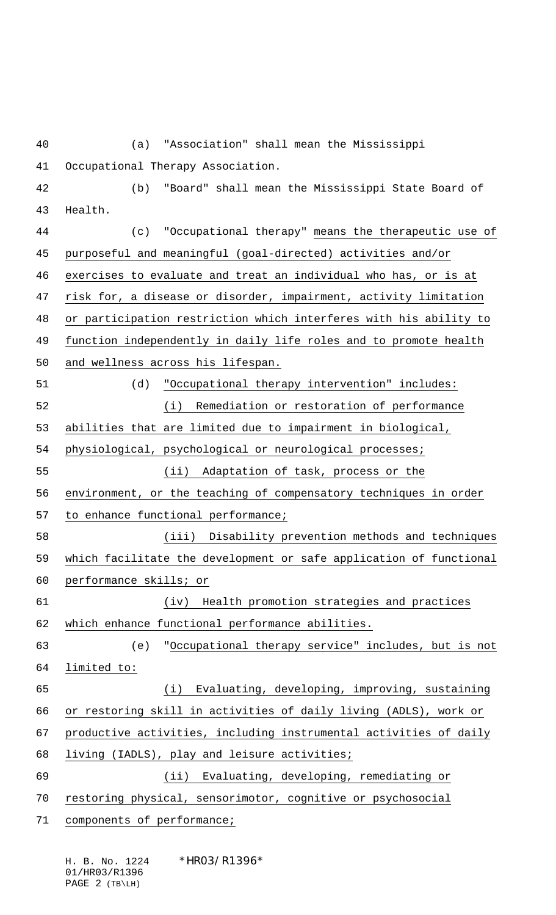(a) "Association" shall mean the Mississippi Occupational Therapy Association.

(b) "Board" shall mean the Mississippi State Board of Health.

(c) "Occupational therapy" means the therapeutic use of purposeful and meaningful (goal-directed) activities and/or exercises to evaluate and treat an individual who has, or is at risk for, a disease or disorder, impairment, activity limitation or participation restriction which interferes with his ability to function independently in daily life roles and to promote health and wellness across his lifespan.

(d) "Occupational therapy intervention" includes:

(i) Remediation or restoration of performance abilities that are limited due to impairment in biological, physiological, psychological or neurological processes;

(ii) Adaptation of task, process or the environment, or the teaching of compensatory techniques in order to enhance functional performance;

(iii) Disability prevention methods and techniques which facilitate the development or safe application of functional performance skills; or

(iv) Health promotion strategies and practices which enhance functional performance abilities.

(e) "Occupational therapy service" includes, but is not limited to:

(i) Evaluating, developing, improving, sustaining or restoring skill in activities of daily living (ADLS), work or productive activities, including instrumental activities of daily living (IADLS), play and leisure activities;

(ii) Evaluating, developing, remediating or restoring physical, sensorimotor, cognitive or psychosocial components of performance;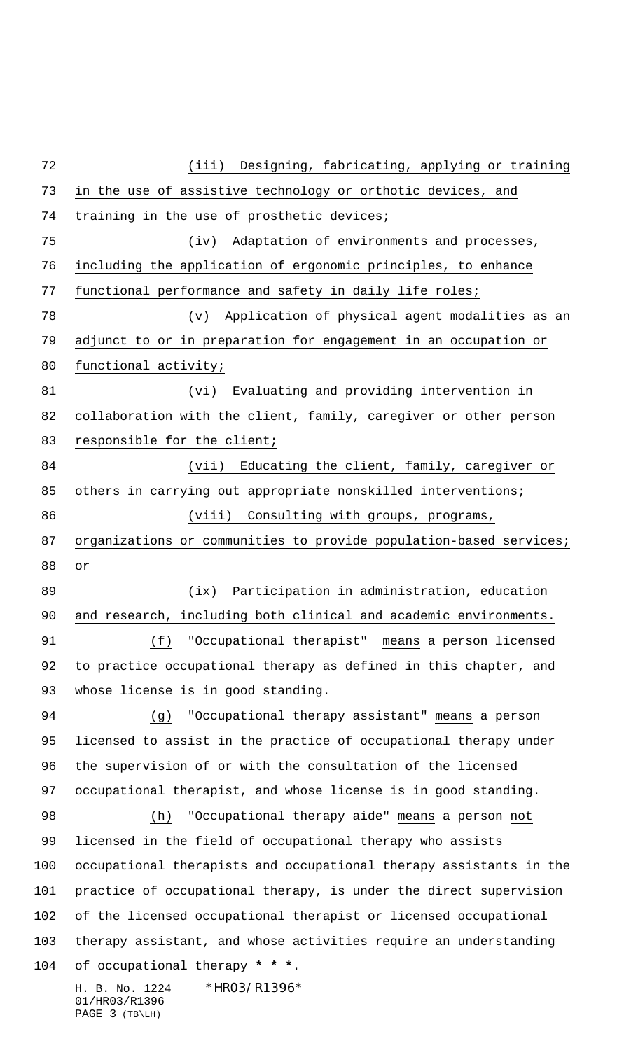(iii) Designing, fabricating, applying or training in the use of assistive technology or orthotic devices, and training in the use of prosthetic devices;

(iv) Adaptation of environments and processes, including the application of ergonomic principles, to enhance functional performance and safety in daily life roles;

(v) Application of physical agent modalities as an adjunct to or in preparation for engagement in an occupation or functional activity;

(vi) Evaluating and providing intervention in collaboration with the client, family, caregiver or other person responsible for the client;

(vii) Educating the client, family, caregiver or others in carrying out appropriate nonskilled interventions;

(viii) Consulting with groups, programs, organizations or communities to provide population-based services; or

(ix) Participation in administration, education and research, including both clinical and academic environments.

(f) "Occupational therapist" means a person licensed to practice occupational therapy as defined in this chapter, and whose license is in good standing.

(g) "Occupational therapy assistant" means a person licensed to assist in the practice of occupational therapy under the supervision of or with the consultation of the licensed occupational therapist, and whose license is in good standing.

(h) "Occupational therapy aide" means a person not licensed in the field of occupational therapy who assists occupational therapists and occupational therapy assistants in the practice of occupational therapy, is under the direct supervision of the licensed occupational therapist or licensed occupational therapy assistant, and whose activities require an understanding of occupational therapy **\* \* \***.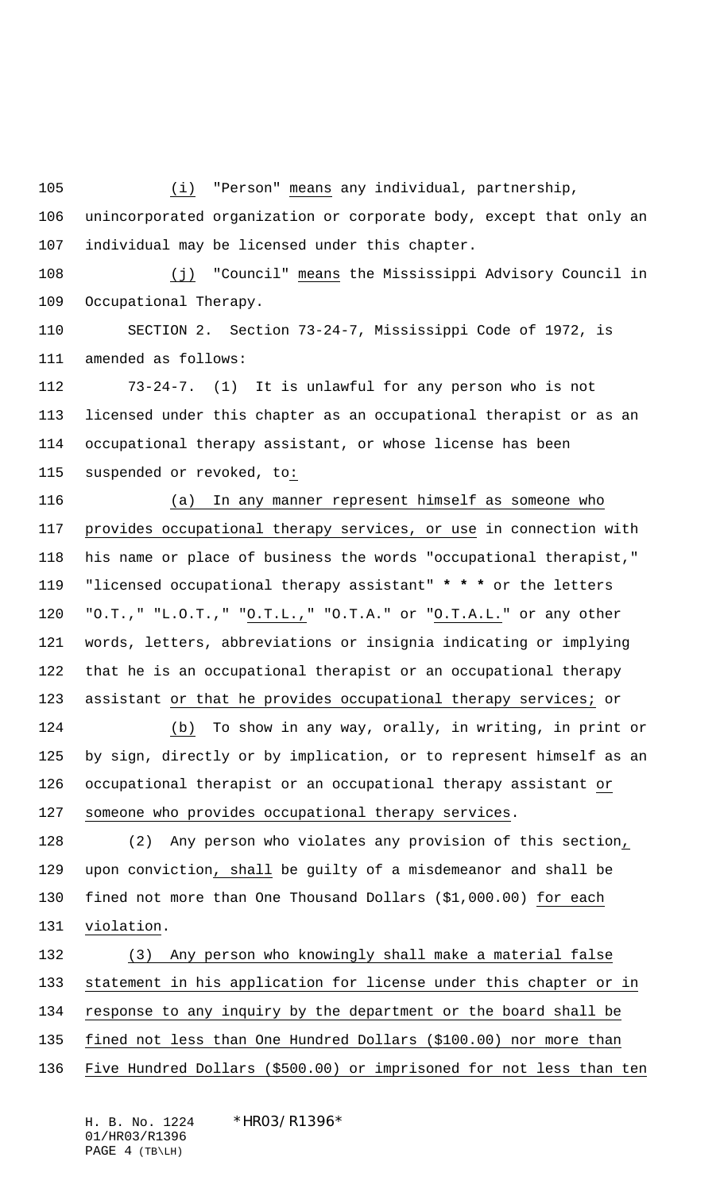(i) "Person" means any individual, partnership, unincorporated organization or corporate body, except that only an individual may be licensed under this chapter.

(j) "Council" means the Mississippi Advisory Council in Occupational Therapy.

SECTION 2. Section 73-24-7, Mississippi Code of 1972, is amended as follows:

73-24-7. (1) It is unlawful for any person who is not licensed under this chapter as an occupational therapist or as an occupational therapy assistant, or whose license has been suspended or revoked, to:

(a) In any manner represent himself as someone who provides occupational therapy services, or use in connection with his name or place of business the words "occupational therapist," "licensed occupational therapy assistant" * * * or the letters "O.T.," "L.O.T.," "O.T.L.," "O.T.A." or "O.T.A.L." or any other words, letters, abbreviations or insignia indicating or implying that he is an occupational therapist or an occupational therapy assistant or that he provides occupational therapy services; or

(b) To show in any way, orally, in writing, in print or by sign, directly or by implication, or to represent himself as an occupational therapist or an occupational therapy assistant or someone who provides occupational therapy services.

(2) Any person who violates any provision of this section, upon conviction, shall be guilty of a misdemeanor and shall be fined not more than One Thousand Dollars ($1,000.00) for each violation.

(3) Any person who knowingly shall make a material false statement in his application for license under this chapter or in response to any inquiry by the department or the board shall be fined not less than One Hundred Dollars ($100.00) nor more than Five Hundred Dollars ($500.00) or imprisoned for not less than ten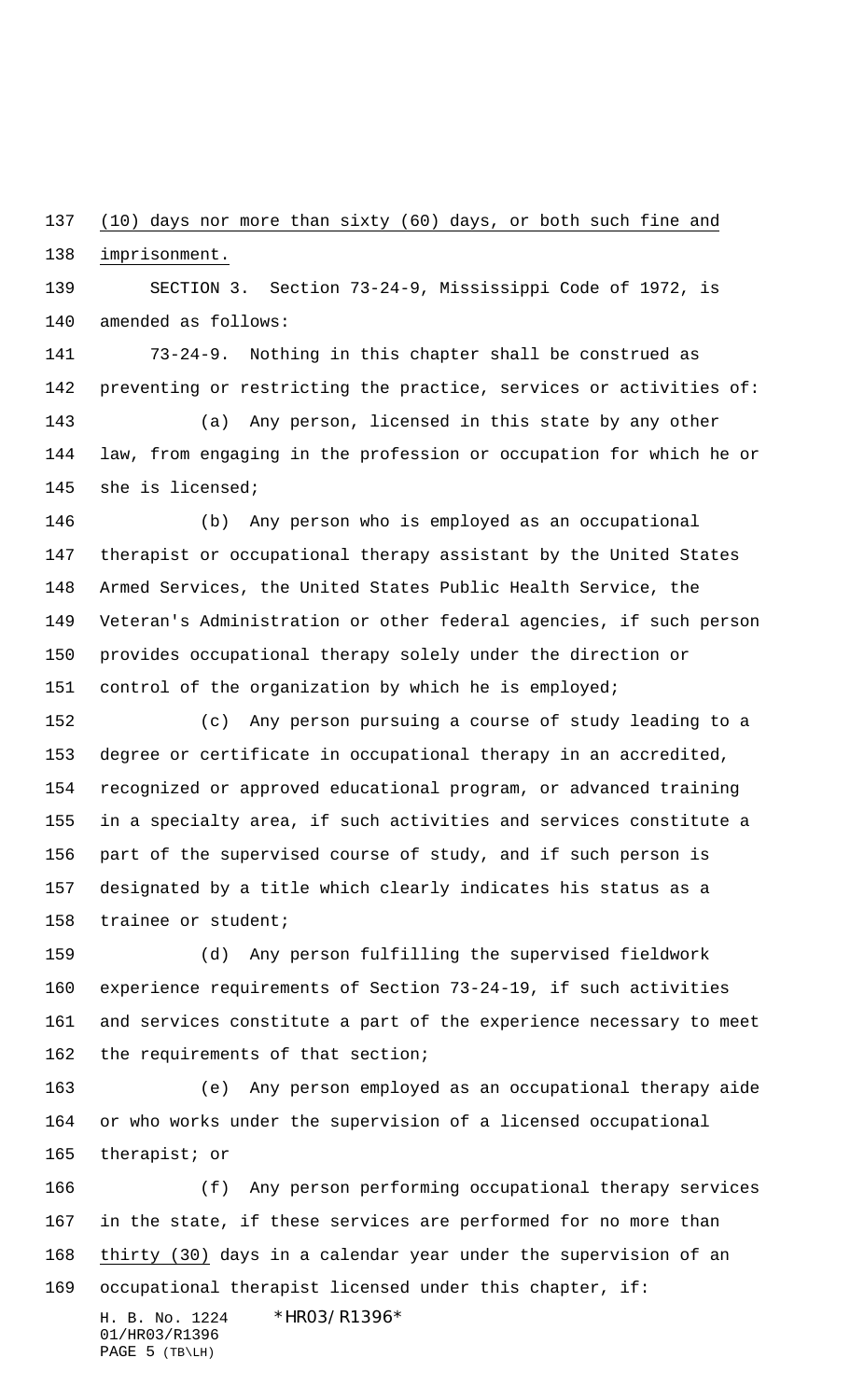(10) days nor more than sixty (60) days, or both such fine and imprisonment.

SECTION 3. Section 73-24-9, Mississippi Code of 1972, is amended as follows:

73-24-9. Nothing in this chapter shall be construed as preventing or restricting the practice, services or activities of:

(a) Any person, licensed in this state by any other law, from engaging in the profession or occupation for which he or she is licensed;

(b) Any person who is employed as an occupational therapist or occupational therapy assistant by the United States Armed Services, the United States Public Health Service, the Veteran's Administration or other federal agencies, if such person provides occupational therapy solely under the direction or control of the organization by which he is employed;

(c) Any person pursuing a course of study leading to a degree or certificate in occupational therapy in an accredited, recognized or approved educational program, or advanced training in a specialty area, if such activities and services constitute a part of the supervised course of study, and if such person is designated by a title which clearly indicates his status as a trainee or student;

(d) Any person fulfilling the supervised fieldwork experience requirements of Section 73-24-19, if such activities and services constitute a part of the experience necessary to meet the requirements of that section;

(e) Any person employed as an occupational therapy aide or who works under the supervision of a licensed occupational therapist; or

(f) Any person performing occupational therapy services in the state, if these services are performed for no more than thirty (30) days in a calendar year under the supervision of an occupational therapist licensed under this chapter, if: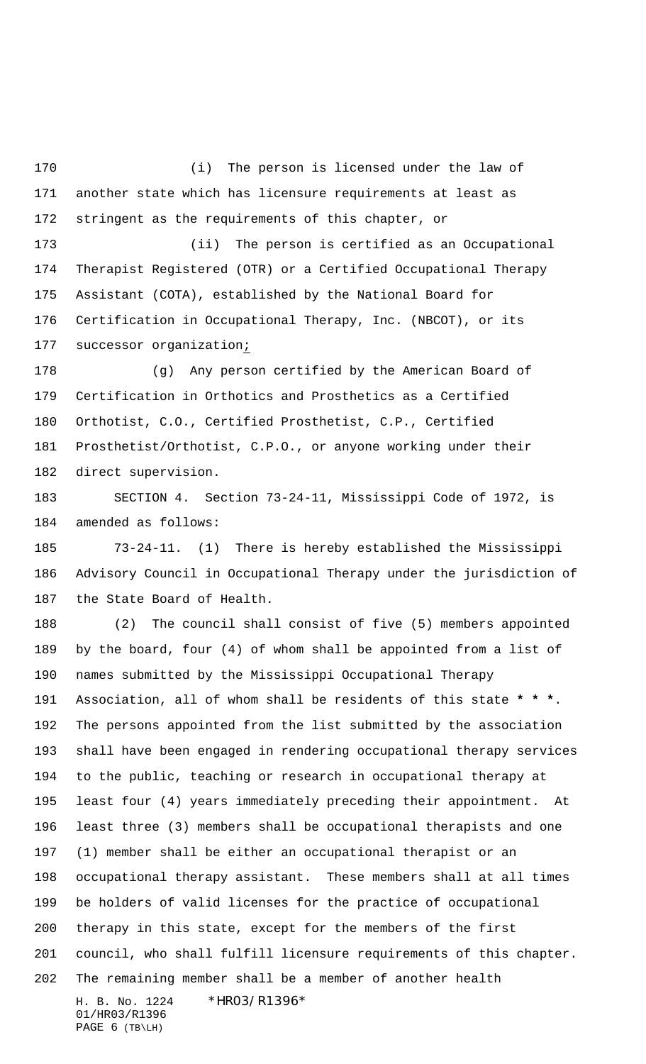(i) The person is licensed under the law of another state which has licensure requirements at least as stringent as the requirements of this chapter, or

(ii) The person is certified as an Occupational Therapist Registered (OTR) or a Certified Occupational Therapy Assistant (COTA), established by the National Board for Certification in Occupational Therapy, Inc. (NBCOT), or its successor organization;

(g) Any person certified by the American Board of Certification in Orthotics and Prosthetics as a Certified Orthotist, C.O., Certified Prosthetist, C.P., Certified Prosthetist/Orthotist, C.P.O., or anyone working under their direct supervision.

SECTION 4. Section 73-24-11, Mississippi Code of 1972, is amended as follows:

73-24-11. (1) There is hereby established the Mississippi Advisory Council in Occupational Therapy under the jurisdiction of the State Board of Health.

(2) The council shall consist of five (5) members appointed by the board, four (4) of whom shall be appointed from a list of names submitted by the Mississippi Occupational Therapy Association, all of whom shall be residents of this state **\* \* \***. The persons appointed from the list submitted by the association shall have been engaged in rendering occupational therapy services to the public, teaching or research in occupational therapy at least four (4) years immediately preceding their appointment. At least three (3) members shall be occupational therapists and one (1) member shall be either an occupational therapist or an occupational therapy assistant. These members shall at all times be holders of valid licenses for the practice of occupational therapy in this state, except for the members of the first council, who shall fulfill licensure requirements of this chapter. The remaining member shall be a member of another health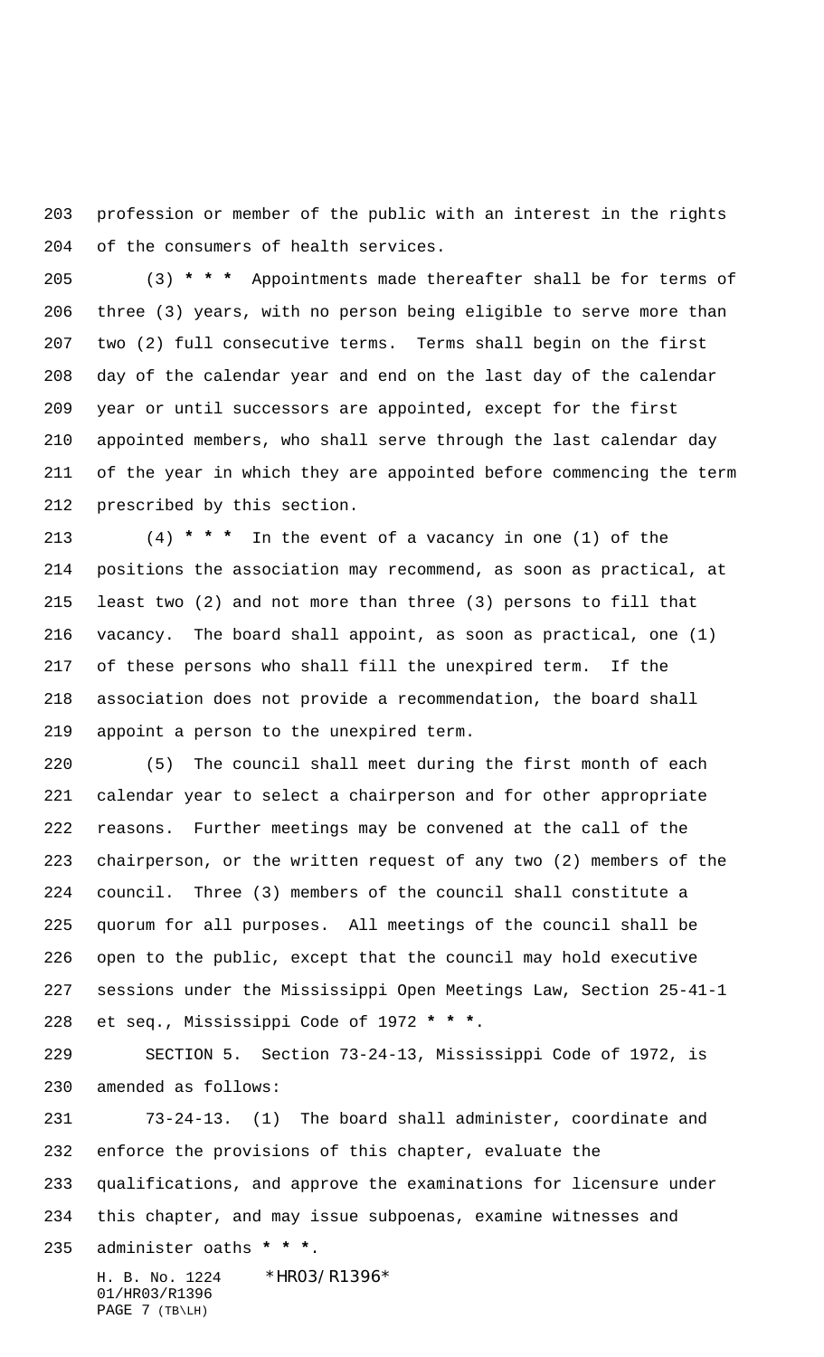profession or member of the public with an interest in the rights of the consumers of health services.

(3) * * * Appointments made thereafter shall be for terms of three (3) years, with no person being eligible to serve more than two (2) full consecutive terms. Terms shall begin on the first day of the calendar year and end on the last day of the calendar year or until successors are appointed, except for the first appointed members, who shall serve through the last calendar day of the year in which they are appointed before commencing the term prescribed by this section.

(4) * * * In the event of a vacancy in one (1) of the positions the association may recommend, as soon as practical, at least two (2) and not more than three (3) persons to fill that vacancy. The board shall appoint, as soon as practical, one (1) of these persons who shall fill the unexpired term. If the association does not provide a recommendation, the board shall appoint a person to the unexpired term.

(5) The council shall meet during the first month of each calendar year to select a chairperson and for other appropriate reasons. Further meetings may be convened at the call of the chairperson, or the written request of any two (2) members of the council. Three (3) members of the council shall constitute a quorum for all purposes. All meetings of the council shall be open to the public, except that the council may hold executive sessions under the Mississippi Open Meetings Law, Section 25-41-1 et seq., Mississippi Code of 1972 * * *.

SECTION 5. Section 73-24-13, Mississippi Code of 1972, is amended as follows:

73-24-13. (1) The board shall administer, coordinate and enforce the provisions of this chapter, evaluate the qualifications, and approve the examinations for licensure under this chapter, and may issue subpoenas, examine witnesses and administer oaths * * *.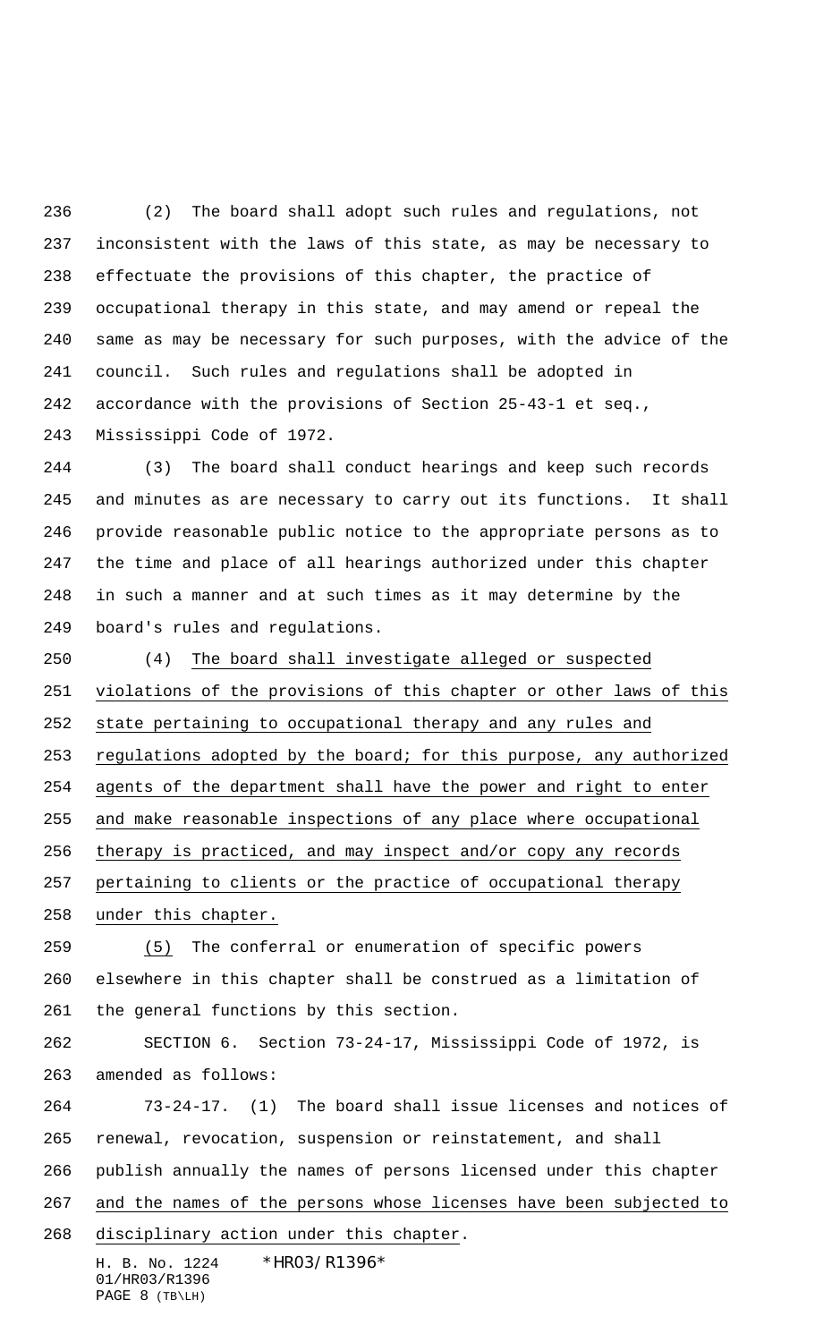(2) The board shall adopt such rules and regulations, not inconsistent with the laws of this state, as may be necessary to effectuate the provisions of this chapter, the practice of occupational therapy in this state, and may amend or repeal the same as may be necessary for such purposes, with the advice of the council. Such rules and regulations shall be adopted in accordance with the provisions of Section 25-43-1 et seq., Mississippi Code of 1972.

(3) The board shall conduct hearings and keep such records and minutes as are necessary to carry out its functions. It shall provide reasonable public notice to the appropriate persons as to the time and place of all hearings authorized under this chapter in such a manner and at such times as it may determine by the board's rules and regulations.

(4) The board shall investigate alleged or suspected violations of the provisions of this chapter or other laws of this state pertaining to occupational therapy and any rules and regulations adopted by the board; for this purpose, any authorized agents of the department shall have the power and right to enter and make reasonable inspections of any place where occupational therapy is practiced, and may inspect and/or copy any records pertaining to clients or the practice of occupational therapy under this chapter.

(5) The conferral or enumeration of specific powers elsewhere in this chapter shall be construed as a limitation of the general functions by this section.

SECTION 6. Section 73-24-17, Mississippi Code of 1972, is amended as follows:

73-24-17. (1) The board shall issue licenses and notices of renewal, revocation, suspension or reinstatement, and shall publish annually the names of persons licensed under this chapter and the names of the persons whose licenses have been subjected to disciplinary action under this chapter.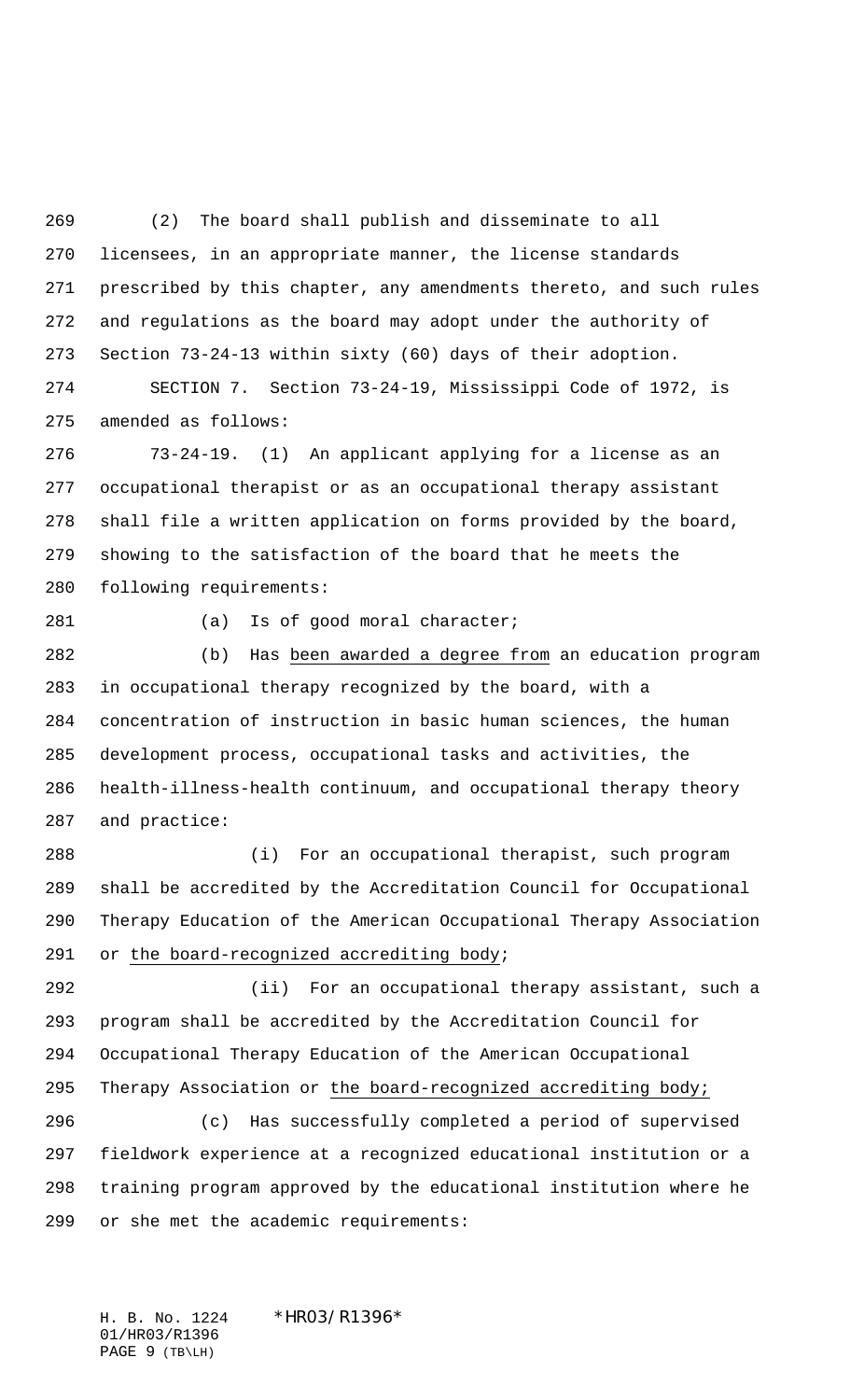(2) The board shall publish and disseminate to all licensees, in an appropriate manner, the license standards prescribed by this chapter, any amendments thereto, and such rules and regulations as the board may adopt under the authority of Section 73-24-13 within sixty (60) days of their adoption.

SECTION 7. Section 73-24-19, Mississippi Code of 1972, is amended as follows:

73-24-19. (1) An applicant applying for a license as an occupational therapist or as an occupational therapy assistant shall file a written application on forms provided by the board, showing to the satisfaction of the board that he meets the following requirements:

(a) Is of good moral character;

(b) Has been awarded a degree from an education program in occupational therapy recognized by the board, with a concentration of instruction in basic human sciences, the human development process, occupational tasks and activities, the health-illness-health continuum, and occupational therapy theory and practice:

(i) For an occupational therapist, such program shall be accredited by the Accreditation Council for Occupational Therapy Education of the American Occupational Therapy Association or the board-recognized accrediting body;

(ii) For an occupational therapy assistant, such a program shall be accredited by the Accreditation Council for Occupational Therapy Education of the American Occupational Therapy Association or the board-recognized accrediting body;

(c) Has successfully completed a period of supervised fieldwork experience at a recognized educational institution or a training program approved by the educational institution where he or she met the academic requirements: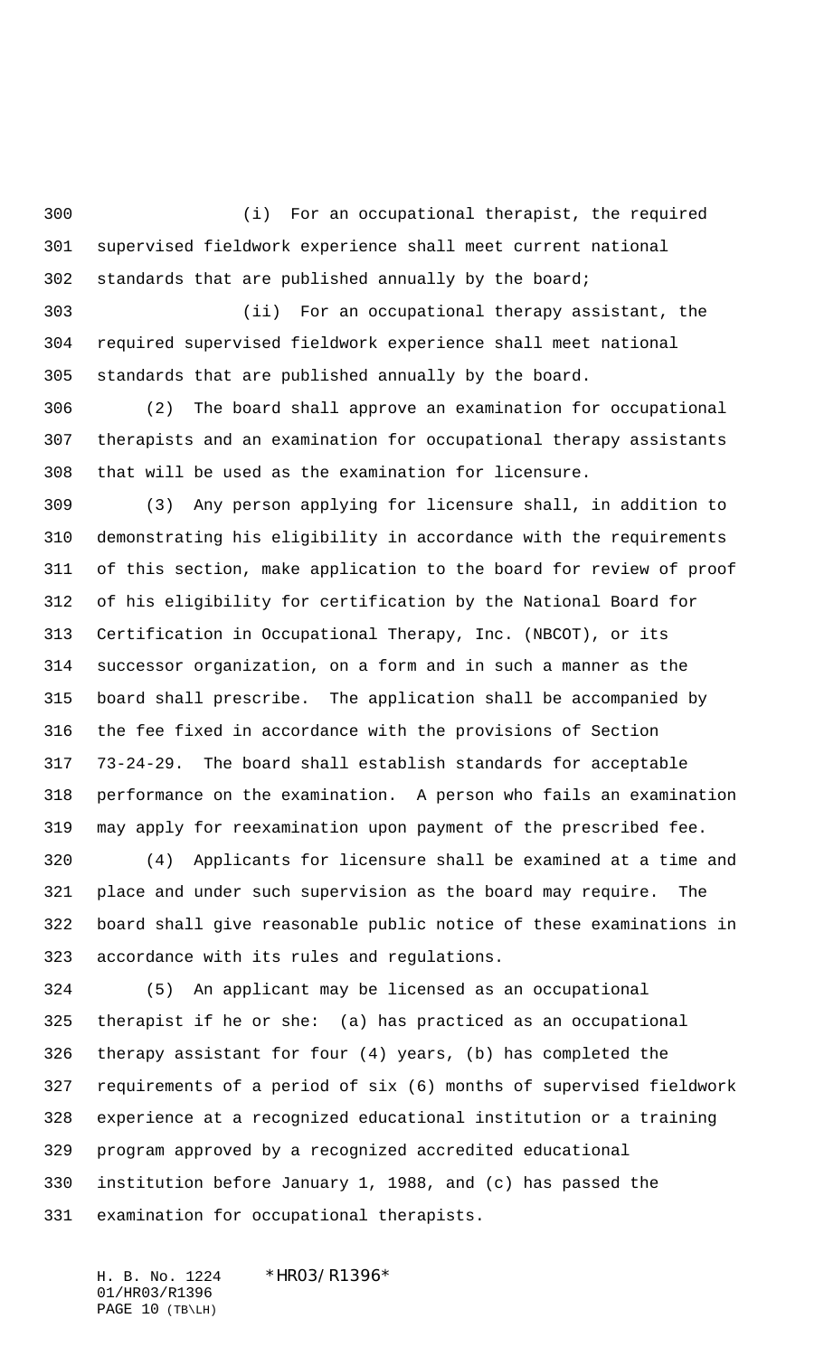(i) For an occupational therapist, the required supervised fieldwork experience shall meet current national standards that are published annually by the board;

(ii) For an occupational therapy assistant, the required supervised fieldwork experience shall meet national standards that are published annually by the board.

(2) The board shall approve an examination for occupational therapists and an examination for occupational therapy assistants that will be used as the examination for licensure.

(3) Any person applying for licensure shall, in addition to demonstrating his eligibility in accordance with the requirements of this section, make application to the board for review of proof of his eligibility for certification by the National Board for Certification in Occupational Therapy, Inc. (NBCOT), or its successor organization, on a form and in such a manner as the board shall prescribe. The application shall be accompanied by the fee fixed in accordance with the provisions of Section 73-24-29. The board shall establish standards for acceptable performance on the examination. A person who fails an examination may apply for reexamination upon payment of the prescribed fee.

(4) Applicants for licensure shall be examined at a time and place and under such supervision as the board may require. The board shall give reasonable public notice of these examinations in accordance with its rules and regulations.

(5) An applicant may be licensed as an occupational therapist if he or she: (a) has practiced as an occupational therapy assistant for four (4) years, (b) has completed the requirements of a period of six (6) months of supervised fieldwork experience at a recognized educational institution or a training program approved by a recognized accredited educational institution before January 1, 1988, and (c) has passed the examination for occupational therapists.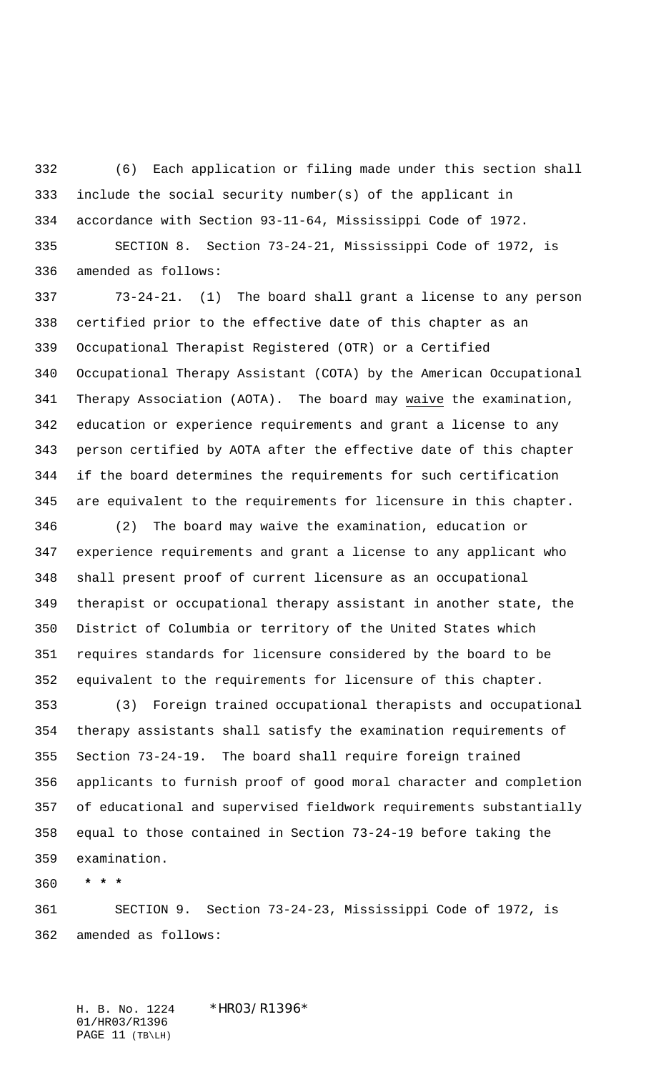(6) Each application or filing made under this section shall include the social security number(s) of the applicant in accordance with Section 93-11-64, Mississippi Code of 1972.

SECTION 8. Section 73-24-21, Mississippi Code of 1972, is amended as follows:

73-24-21. (1) The board shall grant a license to any person certified prior to the effective date of this chapter as an Occupational Therapist Registered (OTR) or a Certified Occupational Therapy Assistant (COTA) by the American Occupational Therapy Association (AOTA). The board may <u>waive</u> the examination, education or experience requirements and grant a license to any person certified by AOTA after the effective date of this chapter if the board determines the requirements for such certification are equivalent to the requirements for licensure in this chapter.

(2) The board may waive the examination, education or experience requirements and grant a license to any applicant who shall present proof of current licensure as an occupational therapist or occupational therapy assistant in another state, the District of Columbia or territory of the United States which requires standards for licensure considered by the board to be equivalent to the requirements for licensure of this chapter.

(3) Foreign trained occupational therapists and occupational therapy assistants shall satisfy the examination requirements of Section 73-24-19. The board shall require foreign trained applicants to furnish proof of good moral character and completion of educational and supervised fieldwork requirements substantially equal to those contained in Section 73-24-19 before taking the examination.

**\* \* \***

SECTION 9. Section 73-24-23, Mississippi Code of 1972, is amended as follows: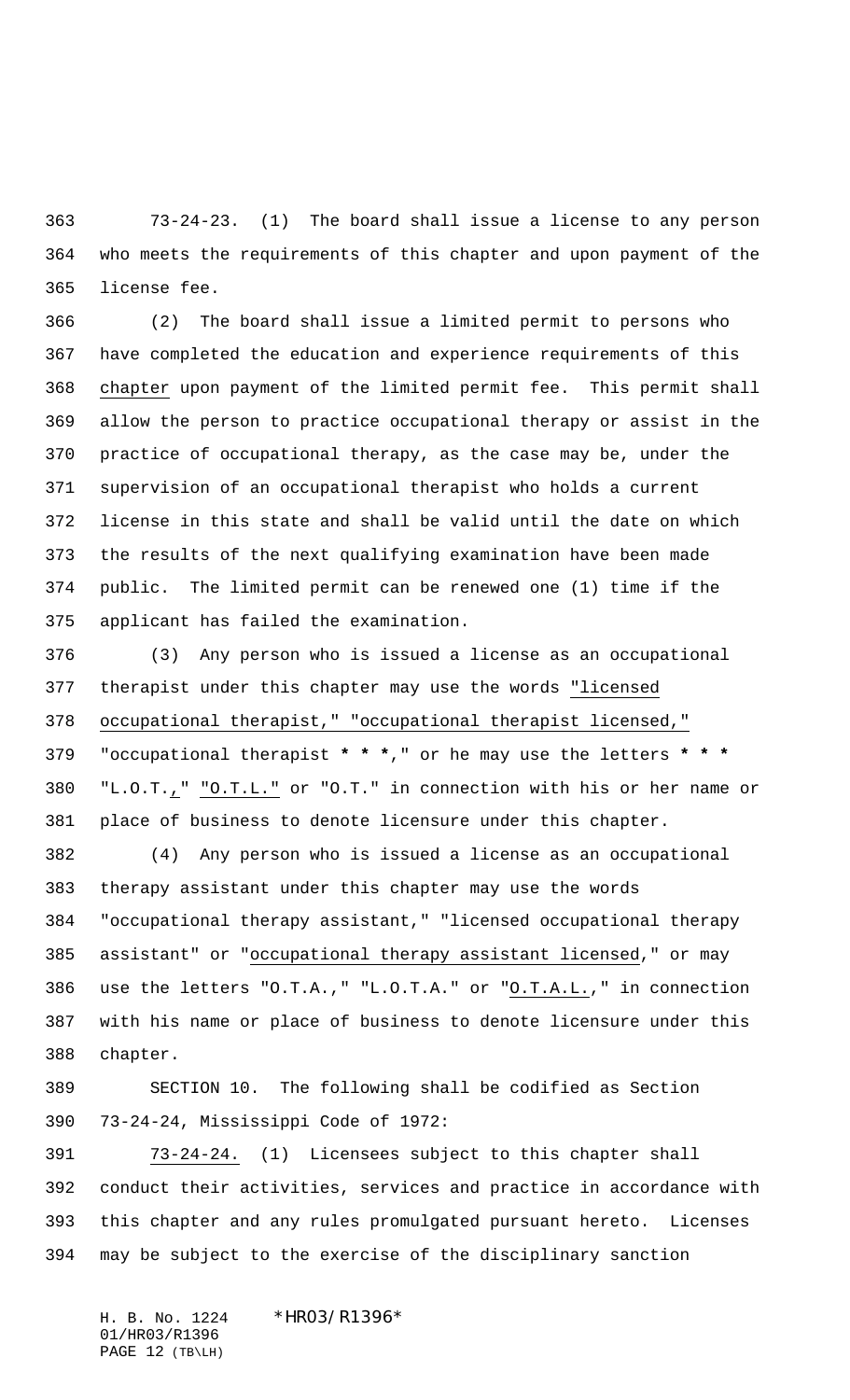73-24-23. (1) The board shall issue a license to any person who meets the requirements of this chapter and upon payment of the license fee.

(2) The board shall issue a limited permit to persons who have completed the education and experience requirements of this chapter upon payment of the limited permit fee. This permit shall allow the person to practice occupational therapy or assist in the practice of occupational therapy, as the case may be, under the supervision of an occupational therapist who holds a current license in this state and shall be valid until the date on which the results of the next qualifying examination have been made public. The limited permit can be renewed one (1) time if the applicant has failed the examination.

(3) Any person who is issued a license as an occupational therapist under this chapter may use the words "licensed occupational therapist," "occupational therapist licensed," "occupational therapist * * *," or he may use the letters * * * "L.O.T.," "O.T.L." or "O.T." in connection with his or her name or place of business to denote licensure under this chapter.

(4) Any person who is issued a license as an occupational therapy assistant under this chapter may use the words "occupational therapy assistant," "licensed occupational therapy assistant" or "occupational therapy assistant licensed," or may use the letters "O.T.A.," "L.O.T.A." or "O.T.A.L.," in connection with his name or place of business to denote licensure under this chapter.

SECTION 10. The following shall be codified as Section 73-24-24, Mississippi Code of 1972:

73-24-24. (1) Licensees subject to this chapter shall conduct their activities, services and practice in accordance with this chapter and any rules promulgated pursuant hereto. Licenses may be subject to the exercise of the disciplinary sanction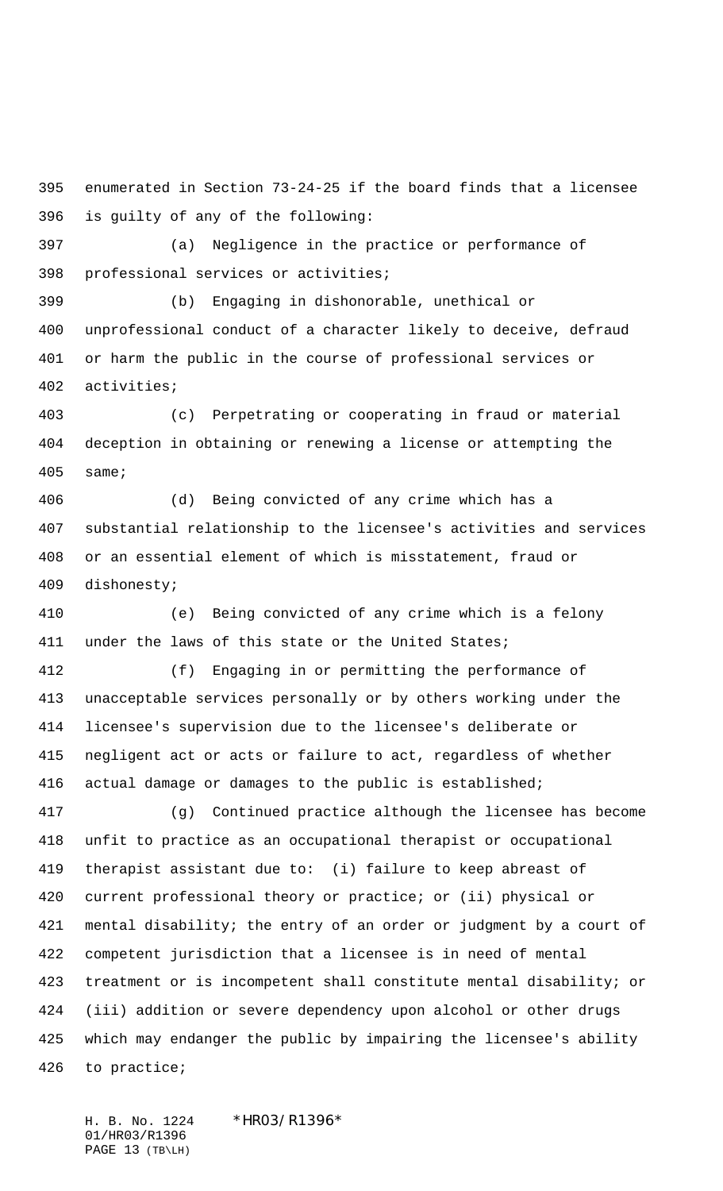enumerated in Section 73-24-25 if the board finds that a licensee is guilty of any of the following:

(a) Negligence in the practice or performance of professional services or activities;

(b) Engaging in dishonorable, unethical or unprofessional conduct of a character likely to deceive, defraud or harm the public in the course of professional services or activities;

(c) Perpetrating or cooperating in fraud or material deception in obtaining or renewing a license or attempting the same;

(d) Being convicted of any crime which has a substantial relationship to the licensee's activities and services or an essential element of which is misstatement, fraud or dishonesty;

(e) Being convicted of any crime which is a felony under the laws of this state or the United States;

(f) Engaging in or permitting the performance of unacceptable services personally or by others working under the licensee's supervision due to the licensee's deliberate or negligent act or acts or failure to act, regardless of whether actual damage or damages to the public is established;

(g) Continued practice although the licensee has become unfit to practice as an occupational therapist or occupational therapist assistant due to: (i) failure to keep abreast of current professional theory or practice; or (ii) physical or mental disability; the entry of an order or judgment by a court of competent jurisdiction that a licensee is in need of mental treatment or is incompetent shall constitute mental disability; or (iii) addition or severe dependency upon alcohol or other drugs which may endanger the public by impairing the licensee's ability to practice;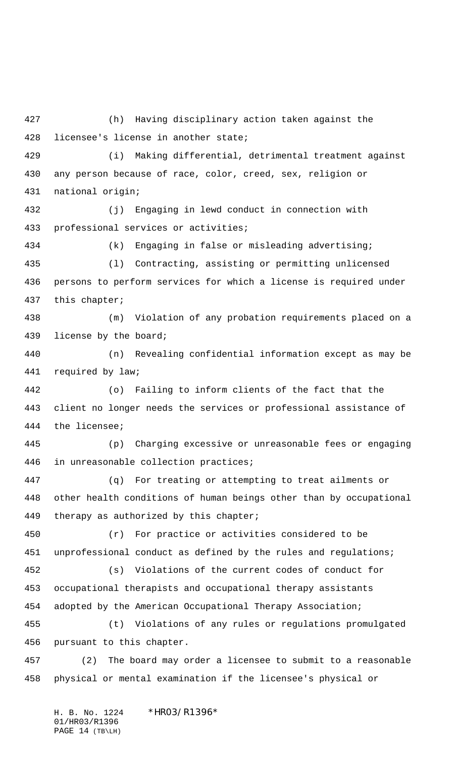(h) Having disciplinary action taken against the licensee's license in another state;

(i) Making differential, detrimental treatment against any person because of race, color, creed, sex, religion or national origin;

(j) Engaging in lewd conduct in connection with professional services or activities;

(k) Engaging in false or misleading advertising;

(l) Contracting, assisting or permitting unlicensed persons to perform services for which a license is required under this chapter;

(m) Violation of any probation requirements placed on a license by the board;

(n) Revealing confidential information except as may be required by law;

(o) Failing to inform clients of the fact that the client no longer needs the services or professional assistance of the licensee;

(p) Charging excessive or unreasonable fees or engaging in unreasonable collection practices;

(q) For treating or attempting to treat ailments or other health conditions of human beings other than by occupational therapy as authorized by this chapter;

(r) For practice or activities considered to be unprofessional conduct as defined by the rules and regulations;

(s) Violations of the current codes of conduct for occupational therapists and occupational therapy assistants adopted by the American Occupational Therapy Association;

(t) Violations of any rules or regulations promulgated pursuant to this chapter.

(2) The board may order a licensee to submit to a reasonable physical or mental examination if the licensee's physical or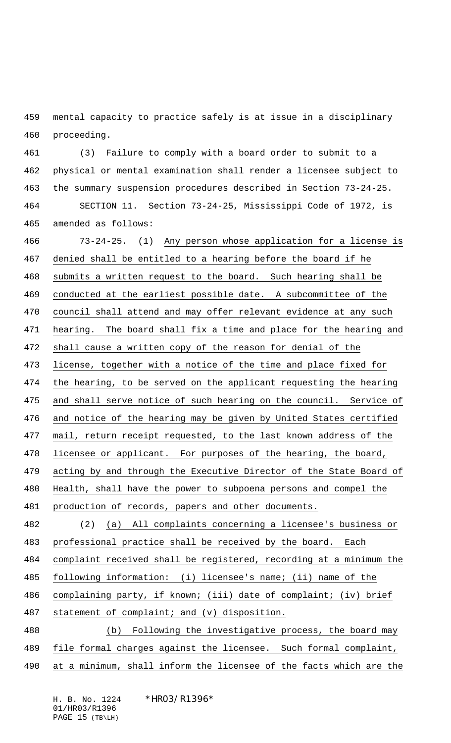mental capacity to practice safely is at issue in a disciplinary proceeding.

(3) Failure to comply with a board order to submit to a physical or mental examination shall render a licensee subject to the summary suspension procedures described in Section 73-24-25.

SECTION 11. Section 73-24-25, Mississippi Code of 1972, is amended as follows:

73-24-25. (1) Any person whose application for a license is denied shall be entitled to a hearing before the board if he submits a written request to the board. Such hearing shall be conducted at the earliest possible date. A subcommittee of the council shall attend and may offer relevant evidence at any such hearing. The board shall fix a time and place for the hearing and shall cause a written copy of the reason for denial of the license, together with a notice of the time and place fixed for the hearing, to be served on the applicant requesting the hearing and shall serve notice of such hearing on the council. Service of and notice of the hearing may be given by United States certified mail, return receipt requested, to the last known address of the licensee or applicant. For purposes of the hearing, the board, acting by and through the Executive Director of the State Board of Health, shall have the power to subpoena persons and compel the production of records, papers and other documents.

(2) (a) All complaints concerning a licensee's business or professional practice shall be received by the board. Each complaint received shall be registered, recording at a minimum the following information: (i) licensee's name; (ii) name of the complaining party, if known; (iii) date of complaint; (iv) brief statement of complaint; and (v) disposition.

(b) Following the investigative process, the board may file formal charges against the licensee. Such formal complaint, at a minimum, shall inform the licensee of the facts which are the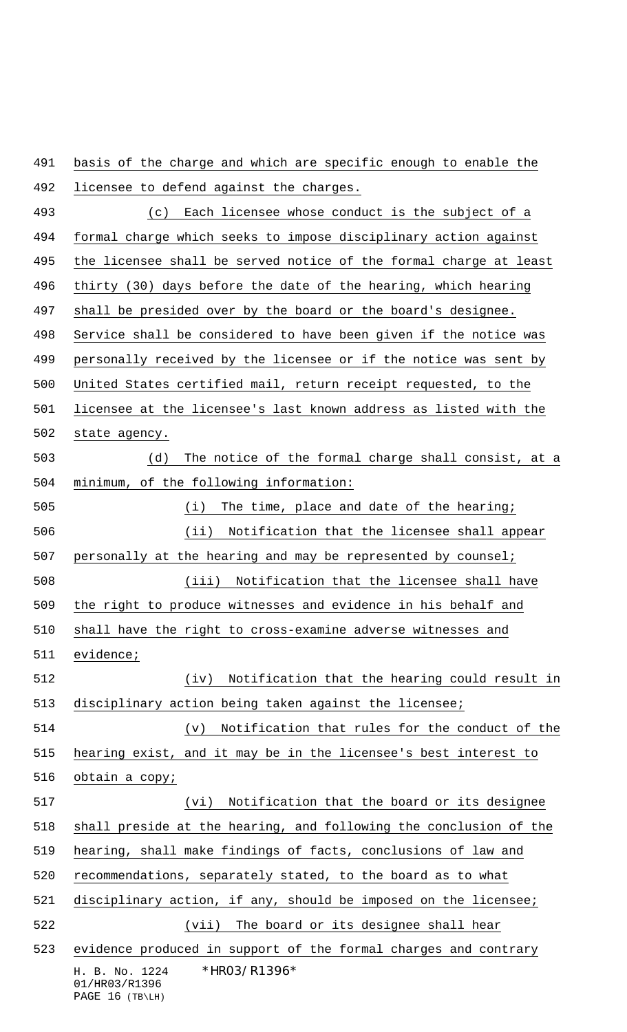basis of the charge and which are specific enough to enable the licensee to defend against the charges.

(c) Each licensee whose conduct is the subject of a formal charge which seeks to impose disciplinary action against the licensee shall be served notice of the formal charge at least thirty (30) days before the date of the hearing, which hearing shall be presided over by the board or the board's designee. Service shall be considered to have been given if the notice was personally received by the licensee or if the notice was sent by United States certified mail, return receipt requested, to the licensee at the licensee's last known address as listed with the state agency.

(d) The notice of the formal charge shall consist, at a minimum, of the following information:

(i) The time, place and date of the hearing;

(ii) Notification that the licensee shall appear personally at the hearing and may be represented by counsel;

(iii) Notification that the licensee shall have the right to produce witnesses and evidence in his behalf and shall have the right to cross-examine adverse witnesses and evidence;

(iv) Notification that the hearing could result in disciplinary action being taken against the licensee;

(v) Notification that rules for the conduct of the hearing exist, and it may be in the licensee's best interest to obtain a copy;

(vi) Notification that the board or its designee shall preside at the hearing, and following the conclusion of the hearing, shall make findings of facts, conclusions of law and recommendations, separately stated, to the board as to what disciplinary action, if any, should be imposed on the licensee;

(vii) The board or its designee shall hear evidence produced in support of the formal charges and contrary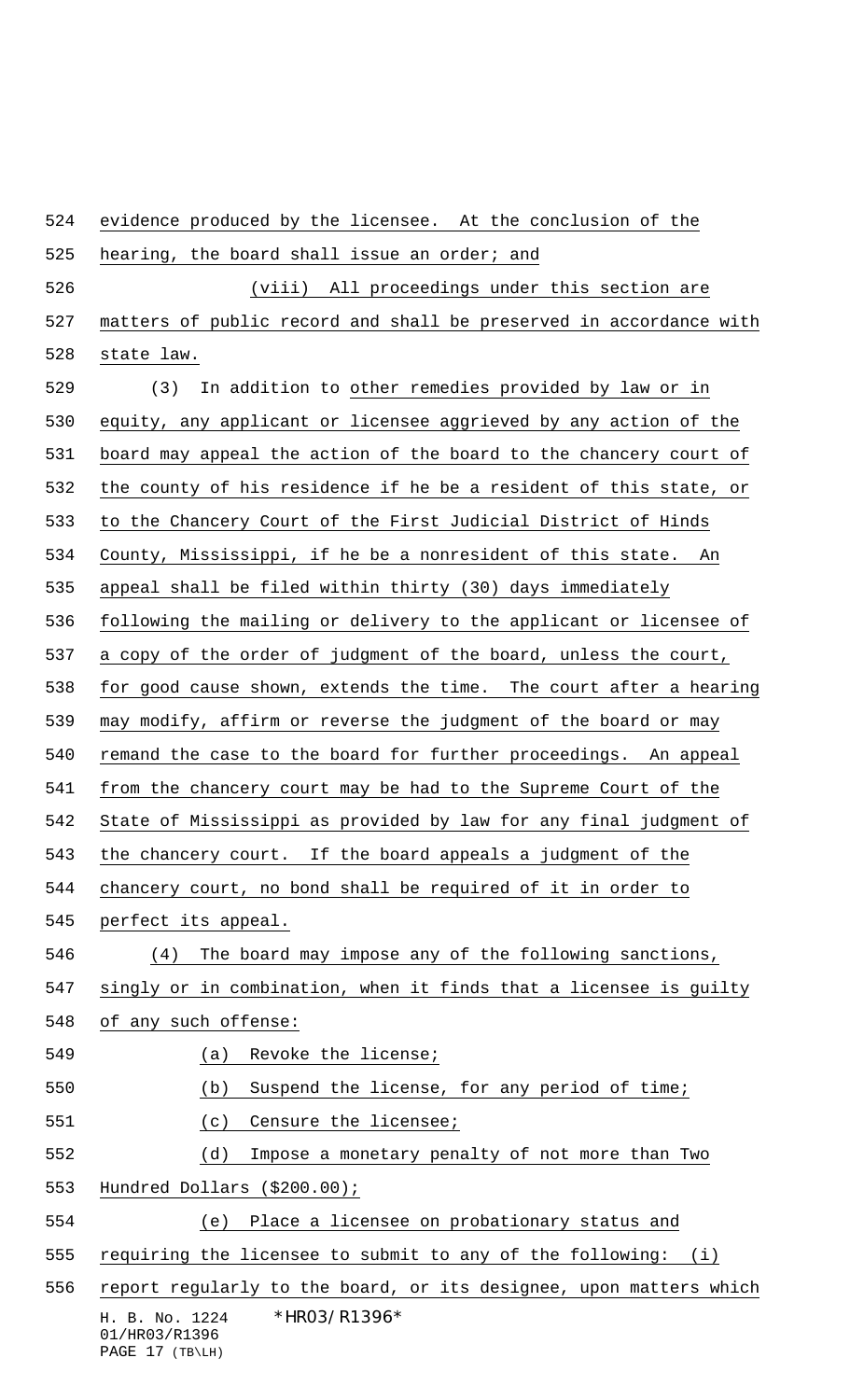evidence produced by the licensee. At the conclusion of the hearing, the board shall issue an order; and

(viii) All proceedings under this section are matters of public record and shall be preserved in accordance with state law.

(3) In addition to other remedies provided by law or in equity, any applicant or licensee aggrieved by any action of the board may appeal the action of the board to the chancery court of the county of his residence if he be a resident of this state, or to the Chancery Court of the First Judicial District of Hinds County, Mississippi, if he be a nonresident of this state. An appeal shall be filed within thirty (30) days immediately following the mailing or delivery to the applicant or licensee of a copy of the order of judgment of the board, unless the court, for good cause shown, extends the time. The court after a hearing may modify, affirm or reverse the judgment of the board or may remand the case to the board for further proceedings. An appeal from the chancery court may be had to the Supreme Court of the State of Mississippi as provided by law for any final judgment of the chancery court. If the board appeals a judgment of the chancery court, no bond shall be required of it in order to perfect its appeal.

(4) The board may impose any of the following sanctions, singly or in combination, when it finds that a licensee is guilty of any such offense:

(a) Revoke the license;

(b) Suspend the license, for any period of time;

(c) Censure the licensee;

(d) Impose a monetary penalty of not more than Two Hundred Dollars ($200.00);

(e) Place a licensee on probationary status and requiring the licensee to submit to any of the following: (i) report regularly to the board, or its designee, upon matters which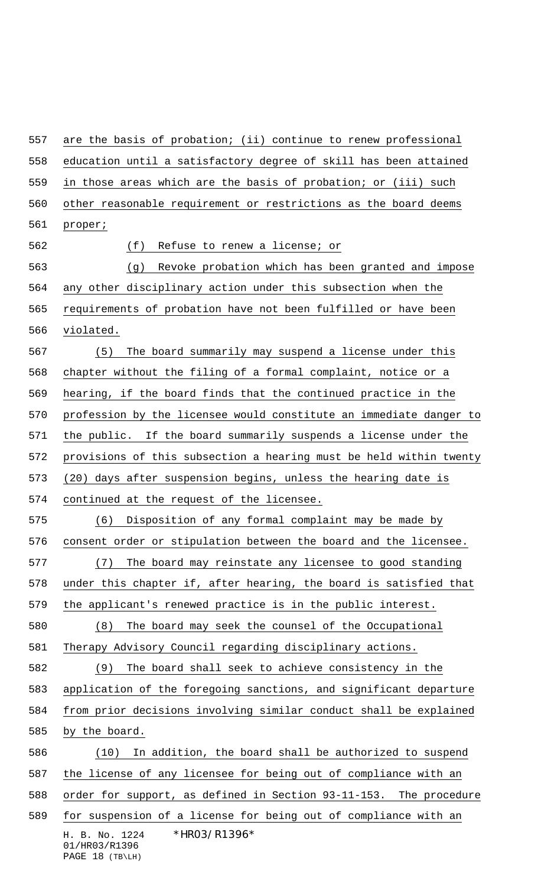are the basis of probation; (ii) continue to renew professional education until a satisfactory degree of skill has been attained in those areas which are the basis of probation; or (iii) such other reasonable requirement or restrictions as the board deems proper;

(f) Refuse to renew a license; or

(g) Revoke probation which has been granted and impose any other disciplinary action under this subsection when the requirements of probation have not been fulfilled or have been violated.

(5) The board summarily may suspend a license under this chapter without the filing of a formal complaint, notice or a hearing, if the board finds that the continued practice in the profession by the licensee would constitute an immediate danger to the public. If the board summarily suspends a license under the provisions of this subsection a hearing must be held within twenty (20) days after suspension begins, unless the hearing date is continued at the request of the licensee.

(6) Disposition of any formal complaint may be made by consent order or stipulation between the board and the licensee.

(7) The board may reinstate any licensee to good standing under this chapter if, after hearing, the board is satisfied that the applicant's renewed practice is in the public interest.

(8) The board may seek the counsel of the Occupational Therapy Advisory Council regarding disciplinary actions.

(9) The board shall seek to achieve consistency in the application of the foregoing sanctions, and significant departure from prior decisions involving similar conduct shall be explained by the board.

(10) In addition, the board shall be authorized to suspend the license of any licensee for being out of compliance with an order for support, as defined in Section 93-11-153. The procedure for suspension of a license for being out of compliance with an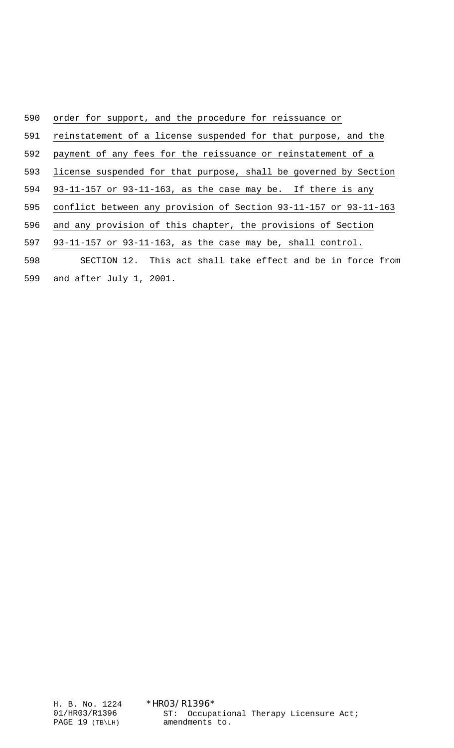590 order for support, and the procedure for reissuance or

591 reinstatement of a license suspended for that purpose, and the

592 payment of any fees for the reissuance or reinstatement of a

593 license suspended for that purpose, shall be governed by Section

594 93-11-157 or 93-11-163, as the case may be. If there is any

595 conflict between any provision of Section 93-11-157 or 93-11-163

596 and any provision of this chapter, the provisions of Section

597 93-11-157 or 93-11-163, as the case may be, shall control.

598 SECTION 12. This act shall take effect and be in force from

599 and after July 1, 2001.